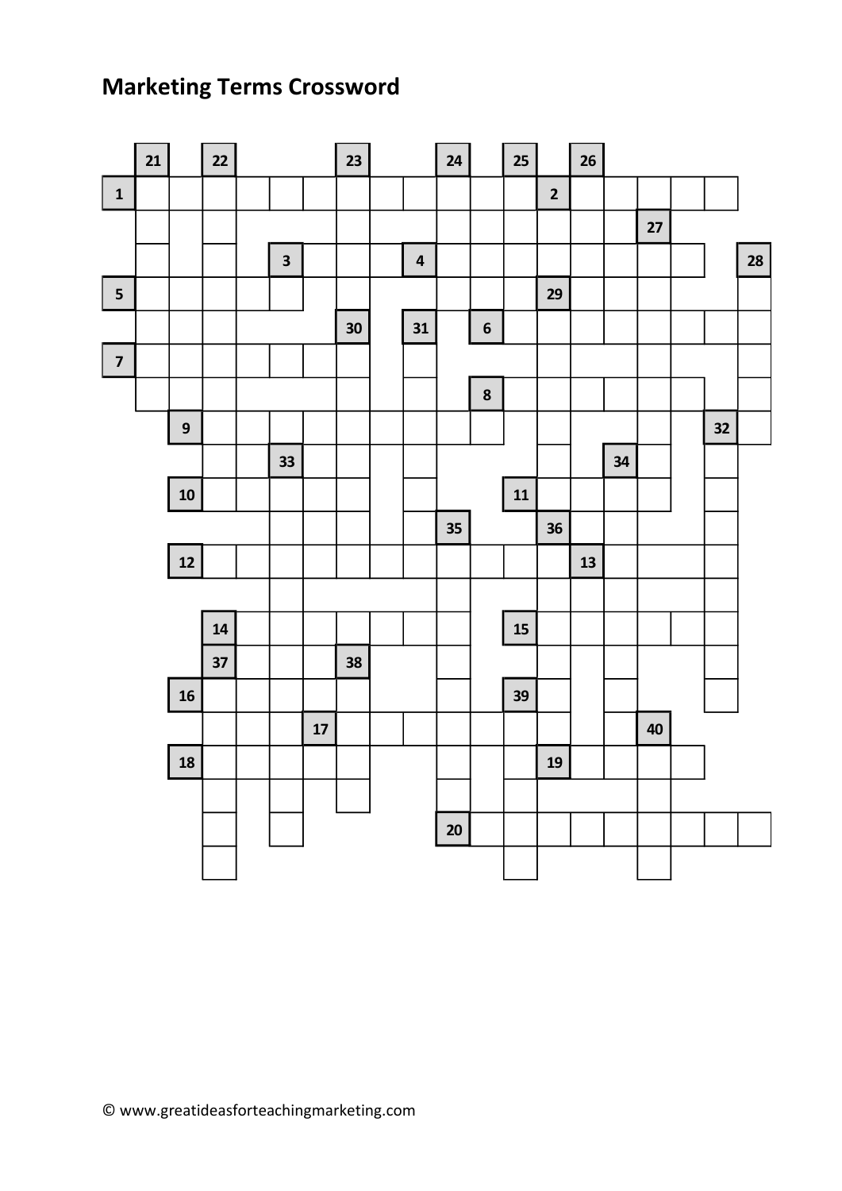# Marketing Terms Crossword

© www.greatideasforteachingmarketing.com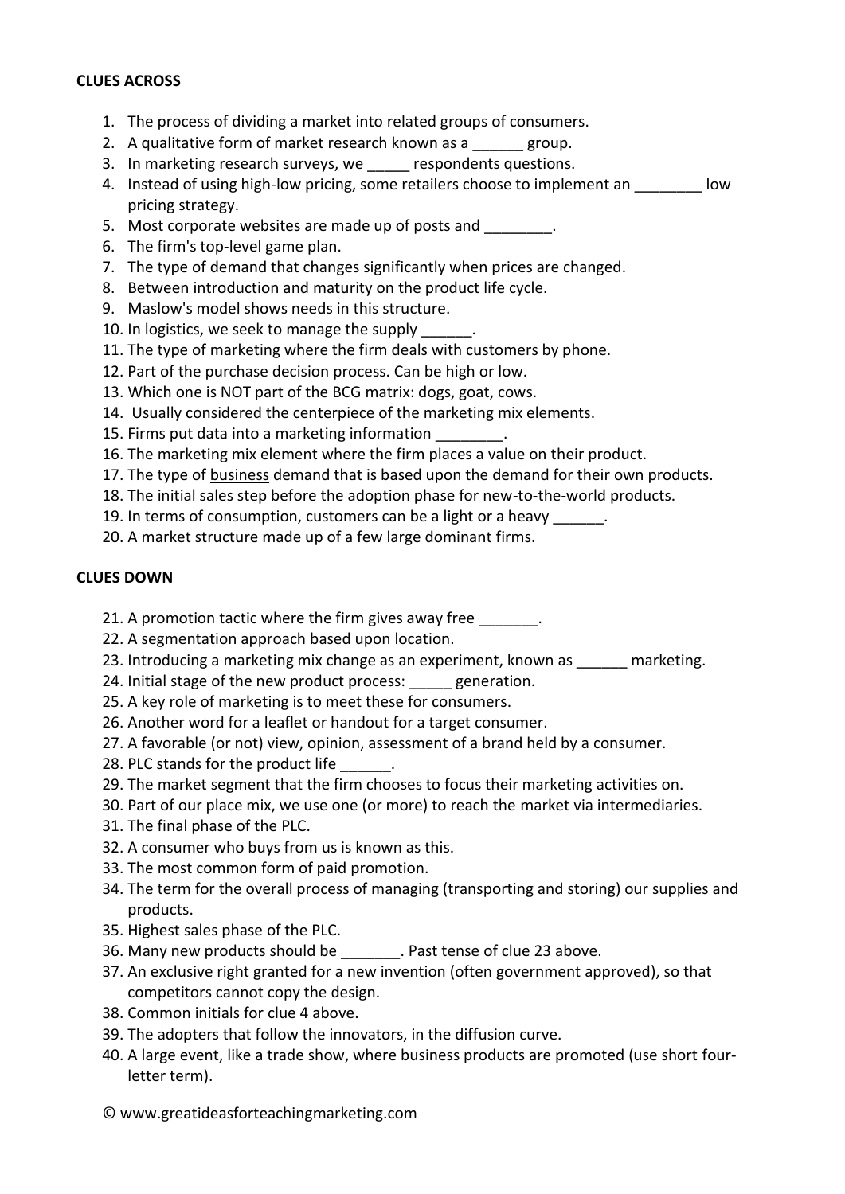### CLUES ACROSS

1. The process of dividing a market into related groups of consumers.
2. A qualitative form of market research known as a ______ group.
3. In marketing research surveys, we _____ respondents questions.
4. Instead of using high-low pricing, some retailers choose to implement an ________ low pricing strategy.
5. Most corporate websites are made up of posts and ________.
6. The firm's top-level game plan.
7. The type of demand that changes significantly when prices are changed.
8. Between introduction and maturity on the product life cycle.
9. Maslow's model shows needs in this structure.
10. In logistics, we seek to manage the supply ______.
11. The type of marketing where the firm deals with customers by phone.
12. Part of the purchase decision process. Can be high or low.
13. Which one is NOT part of the BCG matrix: dogs, goat, cows.
14. Usually considered the centerpiece of the marketing mix elements.
15. Firms put data into a marketing information ________.
16. The marketing mix element where the firm places a value on their product.
17. The type of <u>business</u> demand that is based upon the demand for their own products.
18. The initial sales step before the adoption phase for new-to-the-world products.
19. In terms of consumption, customers can be a light or a heavy ______.
20. A market structure made up of a few large dominant firms.

### CLUES DOWN

21. A promotion tactic where the firm gives away free _______.
22. A segmentation approach based upon location.
23. Introducing a marketing mix change as an experiment, known as ______ marketing.
24. Initial stage of the new product process: _____ generation.
25. A key role of marketing is to meet these for consumers.
26. Another word for a leaflet or handout for a target consumer.
27. A favorable (or not) view, opinion, assessment of a brand held by a consumer.
28. PLC stands for the product life ______.
29. The market segment that the firm chooses to focus their marketing activities on.
30. Part of our place mix, we use one (or more) to reach the market via intermediaries.
31. The final phase of the PLC.
32. A consumer who buys from us is known as this.
33. The most common form of paid promotion.
34. The term for the overall process of managing (transporting and storing) our supplies and products.
35. Highest sales phase of the PLC.
36. Many new products should be _______. Past tense of clue 23 above.
37. An exclusive right granted for a new invention (often government approved), so that competitors cannot copy the design.
38. Common initials for clue 4 above.
39. The adopters that follow the innovators, in the diffusion curve.
40. A large event, like a trade show, where business products are promoted (use short four-letter term).

© www.greatideasforteachingmarketing.com